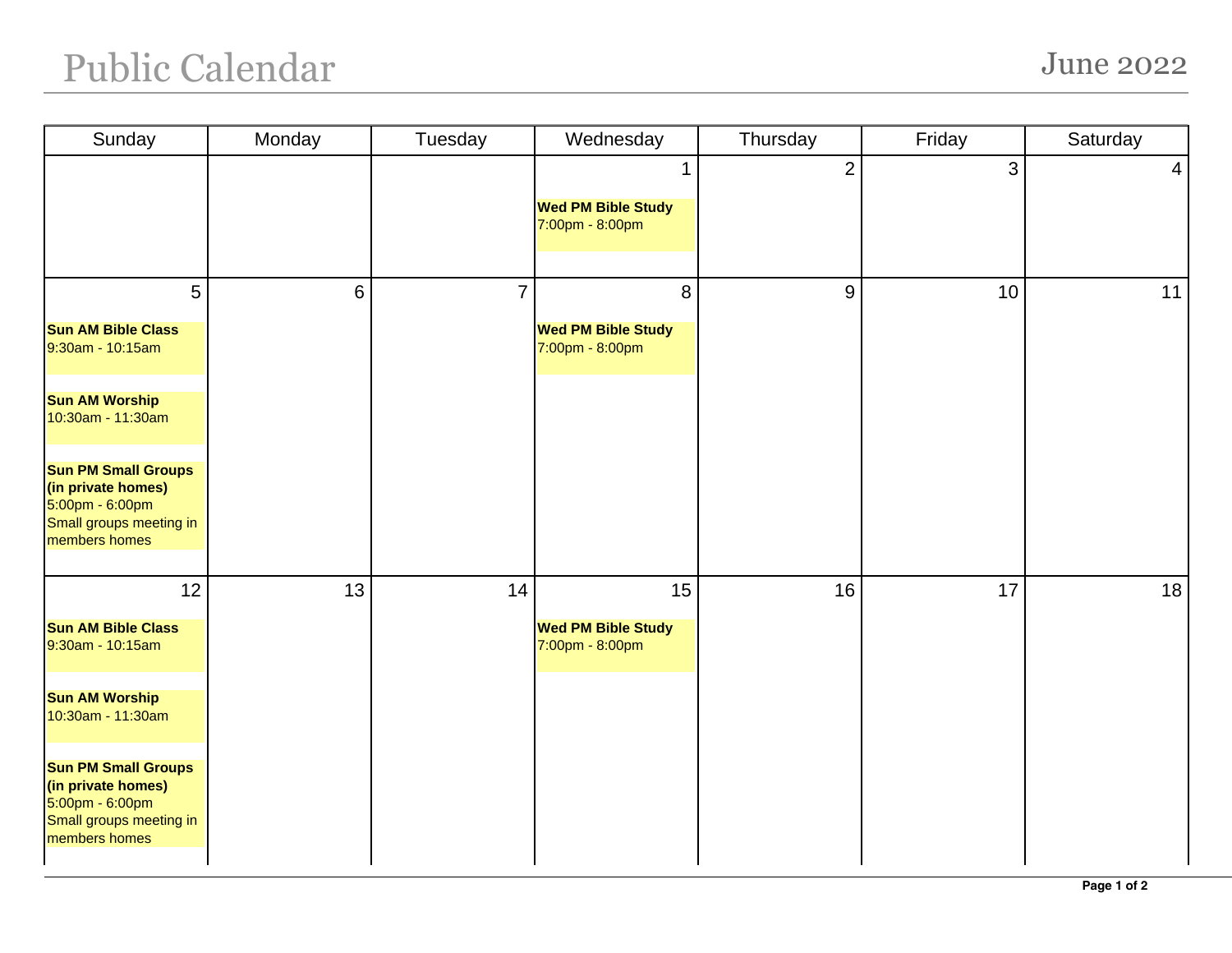# Public Calendar

## June 2022

| Sunday | Monday | Tuesday | Wednesday | Thursday | Friday | Saturday |
|---|---|---|---|---|---|---|
| | | | 1<br>**Wed PM Bible Study**<br>7:00pm - 8:00pm | 2 | 3 | 4 |
| 5<br>**Sun AM Bible Class**<br>9:30am - 10:15am<br>**Sun AM Worship**<br>10:30am - 11:30am<br>**Sun PM Small Groups (in private homes)**<br>5:00pm - 6:00pm<br>Small groups meeting in members homes | 6 | 7 | 8<br>**Wed PM Bible Study**<br>7:00pm - 8:00pm | 9 | 10 | 11 |
| 12<br>**Sun AM Bible Class**<br>9:30am - 10:15am<br>**Sun AM Worship**<br>10:30am - 11:30am<br>**Sun PM Small Groups (in private homes)**<br>5:00pm - 6:00pm<br>Small groups meeting in members homes | 13 | 14 | 15<br>**Wed PM Bible Study**<br>7:00pm - 8:00pm | 16 | 17 | 18 |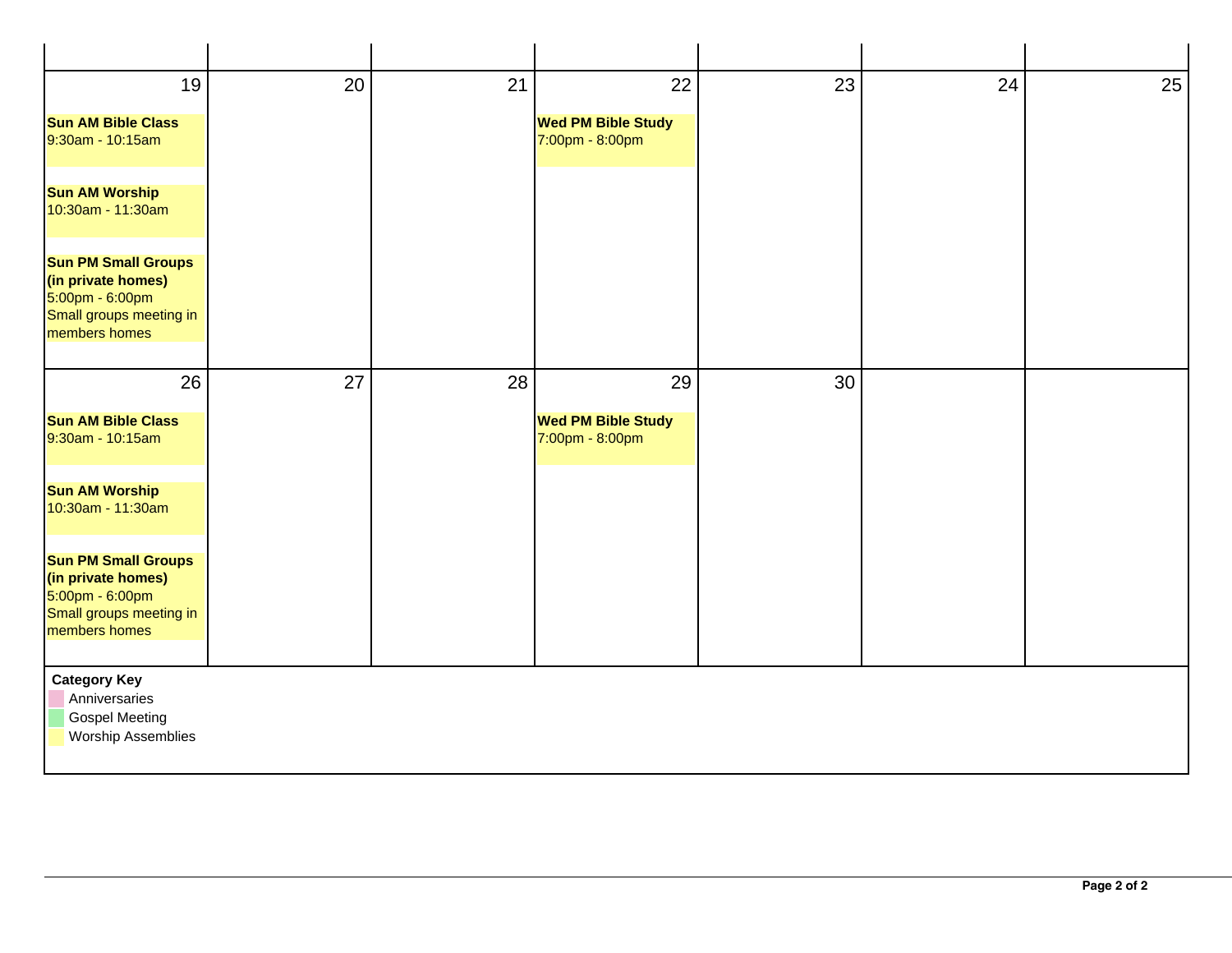| | | | | | | |
|---|---|---|---|---|---|---|
| 19<br><br>**Sun AM Bible Class**<br>9:30am - 10:15am<br><br>**Sun AM Worship**<br>10:30am - 11:30am<br><br>**Sun PM Small Groups (in private homes)**<br>5:00pm - 6:00pm<br>Small groups meeting in members homes | 20 | 21 | 22<br><br>**Wed PM Bible Study**<br>7:00pm - 8:00pm | 23 | 24 | 25 |
| 26<br><br>**Sun AM Bible Class**<br>9:30am - 10:15am<br><br>**Sun AM Worship**<br>10:30am - 11:30am<br><br>**Sun PM Small Groups (in private homes)**<br>5:00pm - 6:00pm<br>Small groups meeting in members homes | 27 | 28 | 29<br><br>**Wed PM Bible Study**<br>7:00pm - 8:00pm | 30 | | |

**Category Key**

- Anniversaries
- Gospel Meeting
- Worship Assemblies